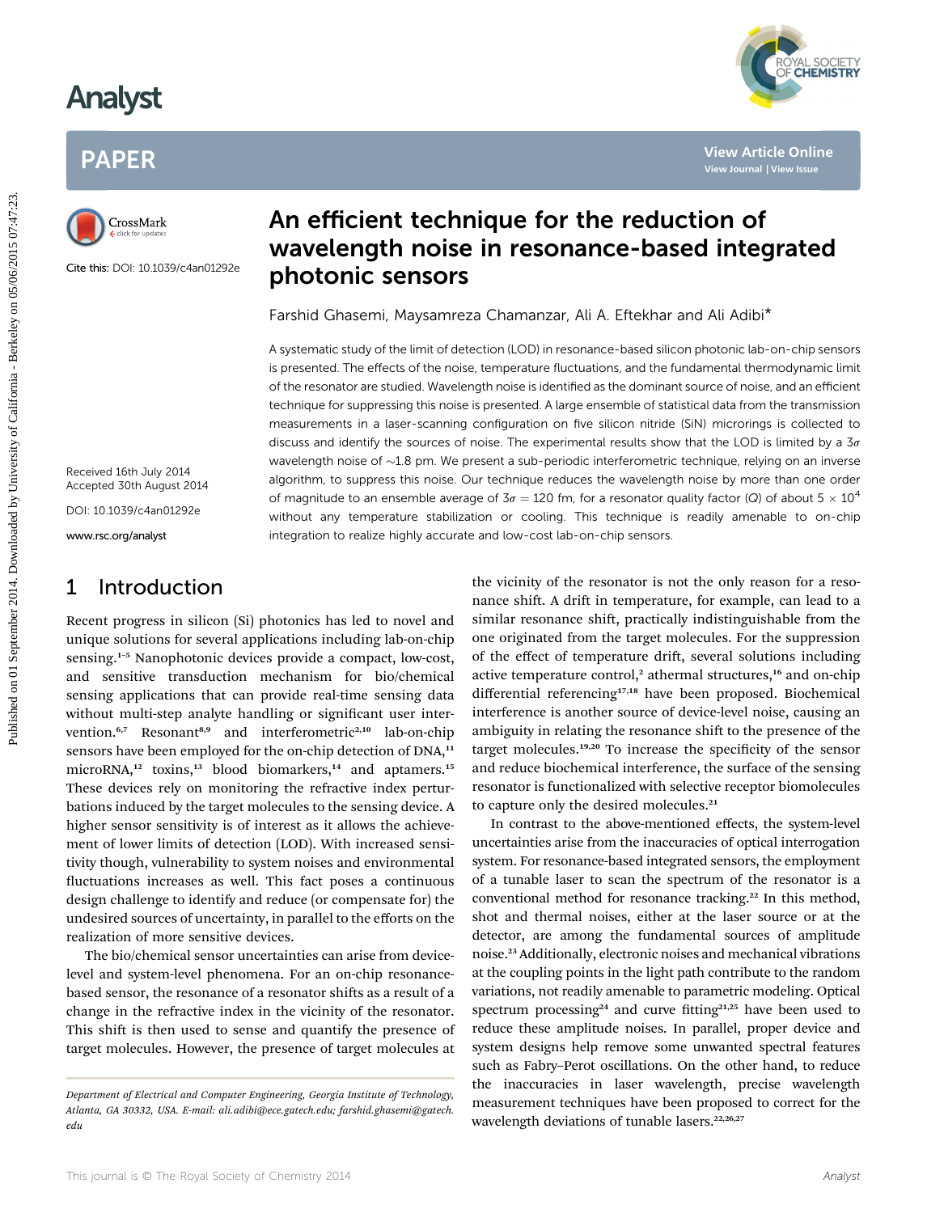# An efficient technique for the reduction of wavelength noise in resonance-based integrated photonic sensors

Cite this: DOI: 10.1039/c4an01292e

Farshid Ghasemi, Maysamreza Chamanzar, Ali A. Eftekhar and Ali Adibi*

Received 16th July 2014
Accepted 30th August 2014

DOI: 10.1039/c4an01292e

www.rsc.org/analyst

A systematic study of the limit of detection (LOD) in resonance-based silicon photonic lab-on-chip sensors is presented. The effects of the noise, temperature fluctuations, and the fundamental thermodynamic limit of the resonator are studied. Wavelength noise is identified as the dominant source of noise, and an efficient technique for suppressing this noise is presented. A large ensemble of statistical data from the transmission measurements in a laser-scanning configuration on five silicon nitride (SiN) microrings is collected to discuss and identify the sources of noise. The experimental results show that the LOD is limited by a $3\sigma$ wavelength noise of ~1.8 pm. We present a sub-periodic interferometric technique, relying on an inverse algorithm, to suppress this noise. Our technique reduces the wavelength noise by more than one order of magnitude to an ensemble average of $3\sigma = 120$ fm, for a resonator quality factor ($Q$) of about $5 \times 10^4$ without any temperature stabilization or cooling. This technique is readily amenable to on-chip integration to realize highly accurate and low-cost lab-on-chip sensors.

## 1 Introduction

Recent progress in silicon (Si) photonics has led to novel and unique solutions for several applications including lab-on-chip sensing.[1–5] Nanophotonic devices provide a compact, low-cost, and sensitive transduction mechanism for bio/chemical sensing applications that can provide real-time sensing data without multi-step analyte handling or significant user intervention.[6,7] Resonant[8,9] and interferometric[2,10] lab-on-chip sensors have been employed for the on-chip detection of DNA,[11] microRNA,[12] toxins,[13] blood biomarkers,[14] and aptamers.[15] These devices rely on monitoring the refractive index perturbations induced by the target molecules to the sensing device. A higher sensor sensitivity is of interest as it allows the achievement of lower limits of detection (LOD). With increased sensitivity though, vulnerability to system noises and environmental fluctuations increases as well. This fact poses a continuous design challenge to identify and reduce (or compensate for) the undesired sources of uncertainty, in parallel to the efforts on the realization of more sensitive devices.

The bio/chemical sensor uncertainties can arise from device-level and system-level phenomena. For an on-chip resonance-based sensor, the resonance of a resonator shifts as a result of a change in the refractive index in the vicinity of the resonator. This shift is then used to sense and quantify the presence of target molecules. However, the presence of target molecules at the vicinity of the resonator is not the only reason for a resonance shift. A drift in temperature, for example, can lead to a similar resonance shift, practically indistinguishable from the one originated from the target molecules. For the suppression of the effect of temperature drift, several solutions including active temperature control,[2] athermal structures,[16] and on-chip differential referencing[17,18] have been proposed. Biochemical interference is another source of device-level noise, causing an ambiguity in relating the resonance shift to the presence of the target molecules.[19,20] To increase the specificity of the sensor and reduce biochemical interference, the surface of the sensing resonator is functionalized with selective receptor biomolecules to capture only the desired molecules.[21]

In contrast to the above-mentioned effects, the system-level uncertainties arise from the inaccuracies of optical interrogation system. For resonance-based integrated sensors, the employment of a tunable laser to scan the spectrum of the resonator is a conventional method for resonance tracking.[22] In this method, shot and thermal noises, either at the laser source or at the detector, are among the fundamental sources of amplitude noise.[23] Additionally, electronic noises and mechanical vibrations at the coupling points in the light path contribute to the random variations, not readily amenable to parametric modeling. Optical spectrum processing[24] and curve fitting[21,25] have been used to reduce these amplitude noises. In parallel, proper device and system designs help remove some unwanted spectral features such as Fabry–Perot oscillations. On the other hand, to reduce the inaccuracies in laser wavelength, precise wavelength measurement techniques have been proposed to correct for the wavelength deviations of tunable lasers.[22,26,27]

*Department of Electrical and Computer Engineering, Georgia Institute of Technology, Atlanta, GA 30332, USA. E-mail: ali.adibi@ece.gatech.edu; farshid.ghasemi@gatech.edu*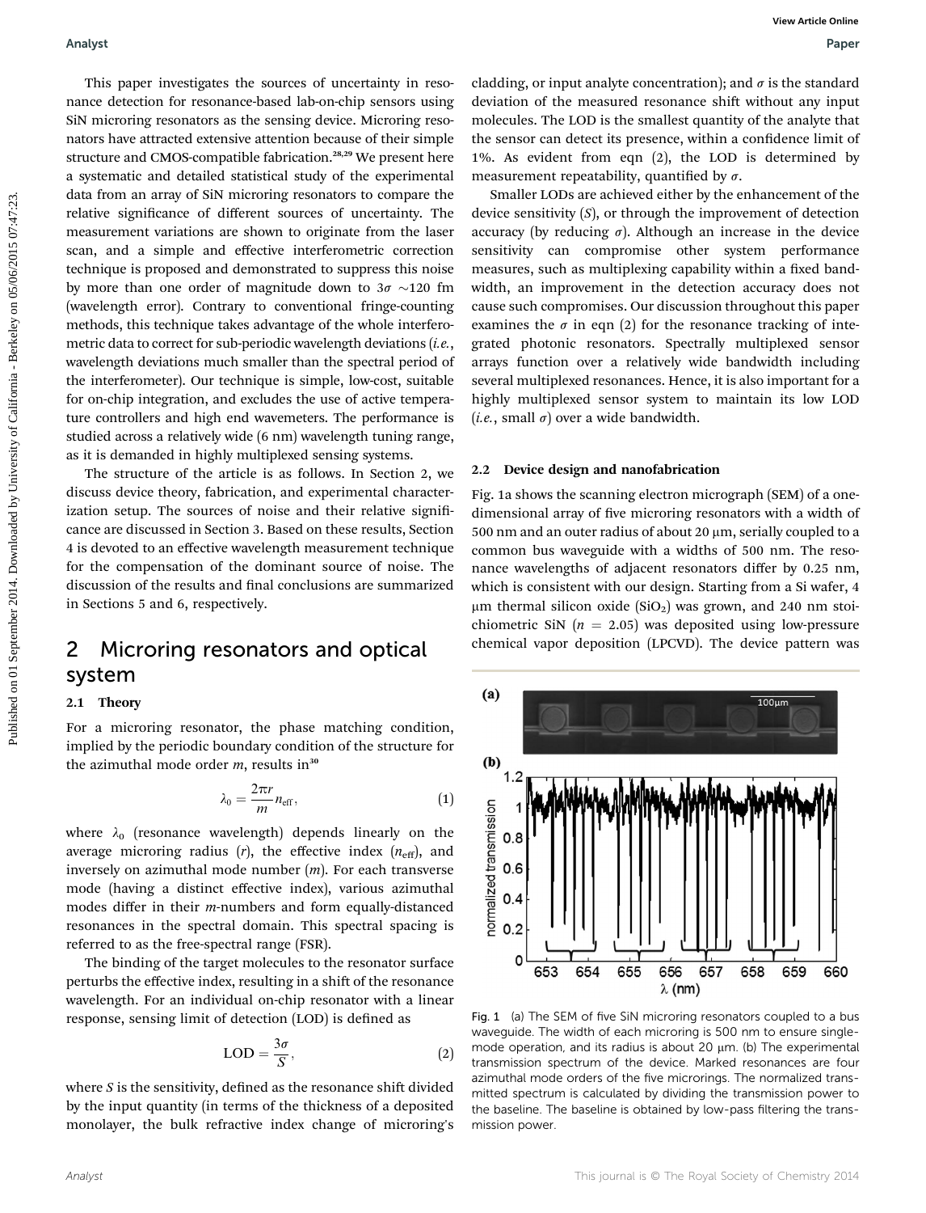This paper investigates the sources of uncertainty in resonance detection for resonance-based lab-on-chip sensors using SiN microring resonators as the sensing device. Microring resonators have attracted extensive attention because of their simple structure and CMOS-compatible fabrication.[28,29] We present here a systematic and detailed statistical study of the experimental data from an array of SiN microring resonators to compare the relative significance of different sources of uncertainty. The measurement variations are shown to originate from the laser scan, and a simple and effective interferometric correction technique is proposed and demonstrated to suppress this noise by more than one order of magnitude down to $3\sigma$ ~120 fm (wavelength error). Contrary to conventional fringe-counting methods, this technique takes advantage of the whole interferometric data to correct for sub-periodic wavelength deviations (*i.e.*, wavelength deviations much smaller than the spectral period of the interferometer). Our technique is simple, low-cost, suitable for on-chip integration, and excludes the use of active temperature controllers and high end wavemeters. The performance is studied across a relatively wide (6 nm) wavelength tuning range, as it is demanded in highly multiplexed sensing systems.

The structure of the article is as follows. In Section 2, we discuss device theory, fabrication, and experimental characterization setup. The sources of noise and their relative significance are discussed in Section 3. Based on these results, Section 4 is devoted to an effective wavelength measurement technique for the compensation of the dominant source of noise. The discussion of the results and final conclusions are summarized in Sections 5 and 6, respectively.

## 2 Microring resonators and optical system

### 2.1 Theory

For a microring resonator, the phase matching condition, implied by the periodic boundary condition of the structure for the azimuthal mode order $m$, results in[30]

$$\lambda_0 = \frac{2\pi r}{m} n_{\text{eff}}, \tag{1}$$

where $\lambda_0$ (resonance wavelength) depends linearly on the average microring radius ($r$), the effective index ($n_{\text{eff}}$), and inversely on azimuthal mode number ($m$). For each transverse mode (having a distinct effective index), various azimuthal modes differ in their $m$-numbers and form equally-distanced resonances in the spectral domain. This spectral spacing is referred to as the free-spectral range (FSR).

The binding of the target molecules to the resonator surface perturbs the effective index, resulting in a shift of the resonance wavelength. For an individual on-chip resonator with a linear response, sensing limit of detection (LOD) is defined as

$$\text{LOD} = \frac{3\sigma}{S}, \tag{2}$$

where $S$ is the sensitivity, defined as the resonance shift divided by the input quantity (in terms of the thickness of a deposited monolayer, the bulk refractive index change of microring's cladding, or input analyte concentration); and $\sigma$ is the standard deviation of the measured resonance shift without any input molecules. The LOD is the smallest quantity of the analyte that the sensor can detect its presence, within a confidence limit of 1%. As evident from eqn (2), the LOD is determined by measurement repeatability, quantified by $\sigma$.

Smaller LODs are achieved either by the enhancement of the device sensitivity ($S$), or through the improvement of detection accuracy (by reducing $\sigma$). Although an increase in the device sensitivity can compromise other system performance measures, such as multiplexing capability within a fixed bandwidth, an improvement in the detection accuracy does not cause such compromises. Our discussion throughout this paper examines the $\sigma$ in eqn (2) for the resonance tracking of integrated photonic resonators. Spectrally multiplexed sensor arrays function over a relatively wide bandwidth including several multiplexed resonances. Hence, it is also important for a highly multiplexed sensor system to maintain its low LOD (*i.e.*, small $\sigma$) over a wide bandwidth.

### 2.2 Device design and nanofabrication

Fig. 1a shows the scanning electron micrograph (SEM) of a one-dimensional array of five microring resonators with a width of 500 nm and an outer radius of about 20 μm, serially coupled to a common bus waveguide with a widths of 500 nm. The resonance wavelengths of adjacent resonators differ by 0.25 nm, which is consistent with our design. Starting from a Si wafer, 4 μm thermal silicon oxide ($SiO_2$) was grown, and 240 nm stoichiometric SiN ($n$ = 2.05) was deposited using low-pressure chemical vapor deposition (LPCVD). The device pattern was

Fig. 1 (a) The SEM of five SiN microring resonators coupled to a bus waveguide. The width of each microring is 500 nm to ensure single-mode operation, and its radius is about 20 μm. (b) The experimental transmission spectrum of the device. Marked resonances are four azimuthal mode orders of the five microrings. The normalized transmitted spectrum is calculated by dividing the transmission power to the baseline. The baseline is obtained by low-pass filtering the transmission power.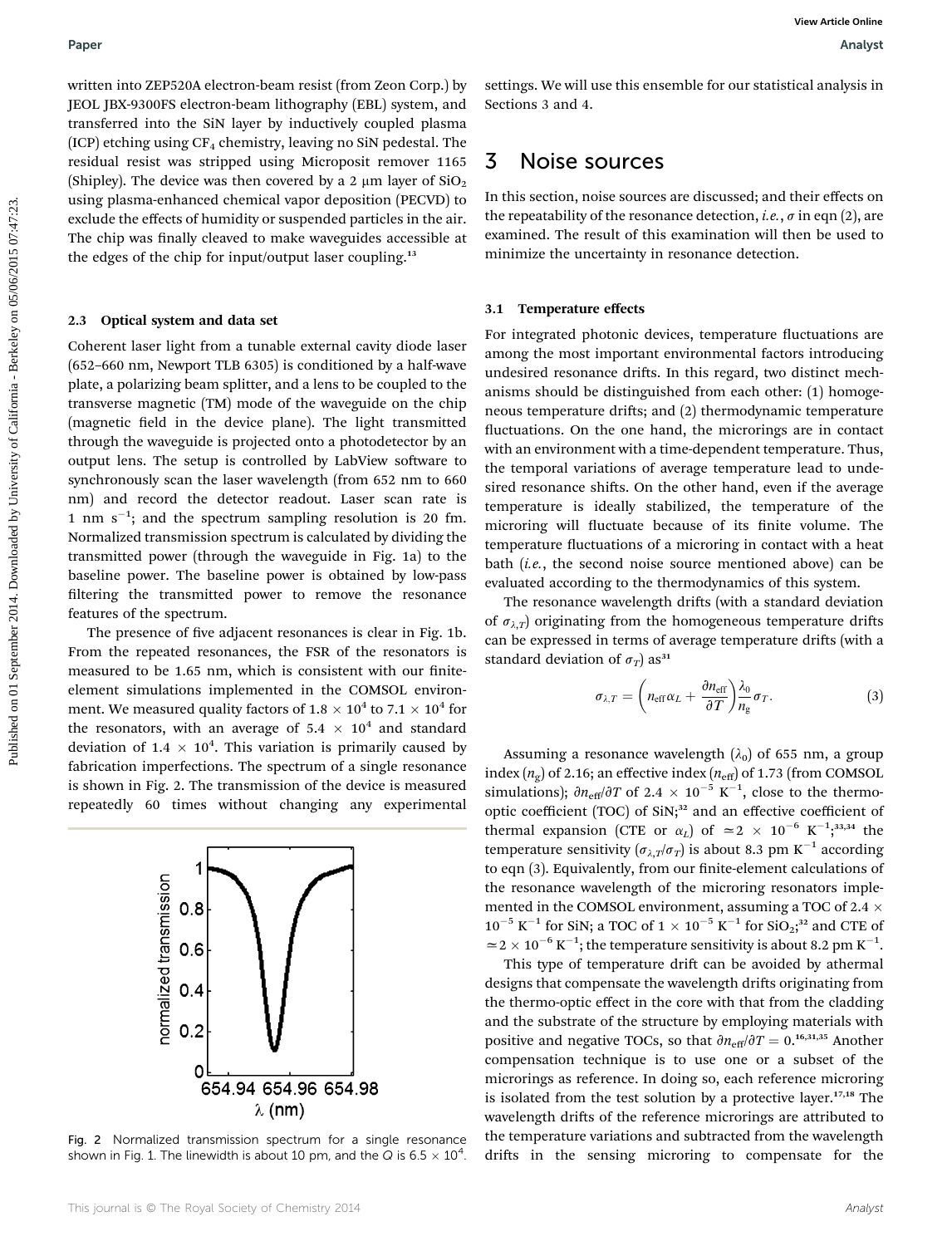written into ZEP520A electron-beam resist (from Zeon Corp.) by JEOL JBX-9300FS electron-beam lithography (EBL) system, and transferred into the SiN layer by inductively coupled plasma (ICP) etching using $CF_4$ chemistry, leaving no SiN pedestal. The residual resist was stripped using Microposit remover 1165 (Shipley). The device was then covered by a 2 μm layer of $SiO_2$ using plasma-enhanced chemical vapor deposition (PECVD) to exclude the effects of humidity or suspended particles in the air. The chip was finally cleaved to make waveguides accessible at the edges of the chip for input/output laser coupling.[13]

### 2.3 Optical system and data set

Coherent laser light from a tunable external cavity diode laser (652–660 nm, Newport TLB 6305) is conditioned by a half-wave plate, a polarizing beam splitter, and a lens to be coupled to the transverse magnetic (TM) mode of the waveguide on the chip (magnetic field in the device plane). The light transmitted through the waveguide is projected onto a photodetector by an output lens. The setup is controlled by LabView software to synchronously scan the laser wavelength (from 652 nm to 660 nm) and record the detector readout. Laser scan rate is 1 nm $s^{-1}$; and the spectrum sampling resolution is 20 fm. Normalized transmission spectrum is calculated by dividing the transmitted power (through the waveguide in Fig. 1a) to the baseline power. The baseline power is obtained by low-pass filtering the transmitted power to remove the resonance features of the spectrum.

The presence of five adjacent resonances is clear in Fig. 1b. From the repeated resonances, the FSR of the resonators is measured to be 1.65 nm, which is consistent with our finite-element simulations implemented in the COMSOL environment. We measured quality factors of $1.8 \times 10^4$ to $7.1 \times 10^4$ for the resonators, with an average of $5.4 \times 10^4$ and standard deviation of $1.4 \times 10^4$. This variation is primarily caused by fabrication imperfections. The spectrum of a single resonance is shown in Fig. 2. The transmission of the device is measured repeatedly 60 times without changing any experimental settings. We will use this ensemble for our statistical analysis in Sections 3 and 4.

Fig. 2 Normalized transmission spectrum for a single resonance shown in Fig. 1. The linewidth is about 10 pm, and the $Q$ is $6.5 \times 10^4$.

## 3 Noise sources

In this section, noise sources are discussed; and their effects on the repeatability of the resonance detection, *i.e.*, $\sigma$ in eqn (2), are examined. The result of this examination will then be used to minimize the uncertainty in resonance detection.

### 3.1 Temperature effects

For integrated photonic devices, temperature fluctuations are among the most important environmental factors introducing undesired resonance drifts. In this regard, two distinct mechanisms should be distinguished from each other: (1) homogeneous temperature drifts; and (2) thermodynamic temperature fluctuations. On the one hand, the microrings are in contact with an environment with a time-dependent temperature. Thus, the temporal variations of average temperature lead to undesired resonance shifts. On the other hand, even if the average temperature is ideally stabilized, the temperature of the microring will fluctuate because of its finite volume. The temperature fluctuations of a microring in contact with a heat bath (*i.e.*, the second noise source mentioned above) can be evaluated according to the thermodynamics of this system.

The resonance wavelength drifts (with a standard deviation of $\sigma_{\lambda,T}$) originating from the homogeneous temperature drifts can be expressed in terms of average temperature drifts (with a standard deviation of $\sigma_T$) as[31]

$$\sigma_{\lambda,T} = \left( n_{\text{eff}}\alpha_L + \frac{\partial n_{\text{eff}}}{\partial T} \right) \frac{\lambda_0}{n_g} \sigma_T. \tag{3}$$

Assuming a resonance wavelength ($\lambda_0$) of 655 nm, a group index ($n_g$) of 2.16; an effective index ($n_{\text{eff}}$) of 1.73 (from COMSOL simulations); $\partial n_{\text{eff}}/\partial T$ of $2.4 \times 10^{-5}$ $K^{-1}$, close to the thermo-optic coefficient (TOC) of SiN;[32] and an effective coefficient of thermal expansion (CTE or $\alpha_L$) of $\simeq 2 \times 10^{-6}$ $K^{-1}$;[33,34] the temperature sensitivity ($\sigma_{\lambda,T}/\sigma_T$) is about 8.3 pm $K^{-1}$ according to eqn (3). Equivalently, from our finite-element calculations of the resonance wavelength of the microring resonators implemented in the COMSOL environment, assuming a TOC of $2.4 \times 10^{-5}$ $K^{-1}$ for SiN; a TOC of $1 \times 10^{-5}$ $K^{-1}$ for $SiO_2$;[32] and CTE of $\simeq 2 \times 10^{-6}$ $K^{-1}$; the temperature sensitivity is about 8.2 pm $K^{-1}$.

This type of temperature drift can be avoided by athermal designs that compensate the wavelength drifts originating from the thermo-optic effect in the core with that from the cladding and the substrate of the structure by employing materials with positive and negative TOCs, so that $\partial n_{\text{eff}}/\partial T = 0$.[16,31,35] Another compensation technique is to use one or a subset of the microrings as reference. In doing so, each reference microring is isolated from the test solution by a protective layer.[17,18] The wavelength drifts of the reference microrings are attributed to the temperature variations and subtracted from the wavelength drifts in the sensing microring to compensate for the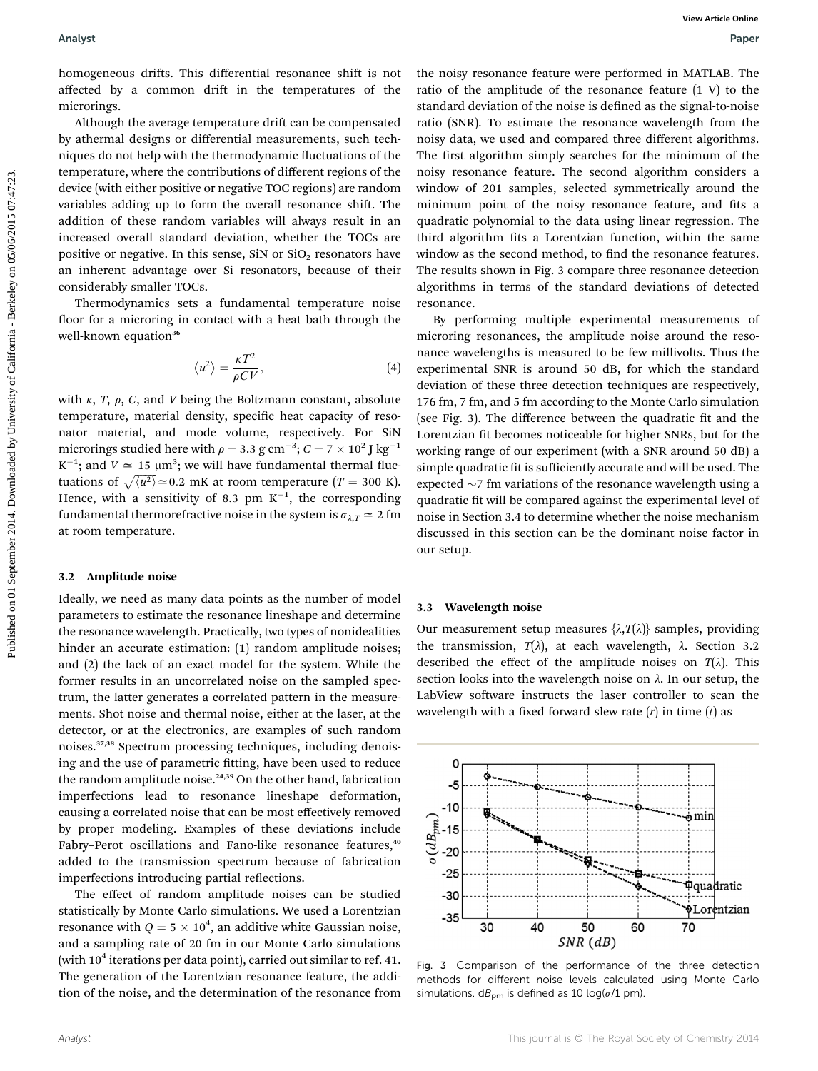homogeneous drifts. This differential resonance shift is not affected by a common drift in the temperatures of the microrings.

Although the average temperature drift can be compensated by athermal designs or differential measurements, such techniques do not help with the thermodynamic fluctuations of the temperature, where the contributions of different regions of the device (with either positive or negative TOC regions) are random variables adding up to form the overall resonance shift. The addition of these random variables will always result in an increased overall standard deviation, whether the TOCs are positive or negative. In this sense, SiN or $SiO_2$ resonators have an inherent advantage over Si resonators, because of their considerably smaller TOCs.

Thermodynamics sets a fundamental temperature noise floor for a microring in contact with a heat bath through the well-known equation[36]

$$\langle u^2 \rangle = \frac{\kappa T^2}{\rho C V}, \tag{4}$$

with $\kappa$, $T$, $\rho$, $C$, and $V$ being the Boltzmann constant, absolute temperature, material density, specific heat capacity of resonator material, and mode volume, respectively. For SiN microrings studied here with $\rho = 3.3$ g cm$^{-3}$; $C = 7 \times 10^2$ J kg$^{-1}$ K$^{-1}$; and $V \simeq 15$ μm$^3$; we will have fundamental thermal fluctuations of $\sqrt{\langle u^2 \rangle} \simeq 0.2$ mK at room temperature ($T = 300$ K). Hence, with a sensitivity of 8.3 pm K$^{-1}$, the corresponding fundamental thermorefractive noise in the system is $\sigma_{\lambda,T} \simeq 2$ fm at room temperature.

### 3.2 Amplitude noise

Ideally, we need as many data points as the number of model parameters to estimate the resonance lineshape and determine the resonance wavelength. Practically, two types of nonidealities hinder an accurate estimation: (1) random amplitude noises; and (2) the lack of an exact model for the system. While the former results in an uncorrelated noise on the sampled spectrum, the latter generates a correlated pattern in the measurements. Shot noise and thermal noise, either at the laser, at the detector, or at the electronics, are examples of such random noises.[37,38] Spectrum processing techniques, including denoising and the use of parametric fitting, have been used to reduce the random amplitude noise.[24,39] On the other hand, fabrication imperfections lead to resonance lineshape deformation, causing a correlated noise that can be most effectively removed by proper modeling. Examples of these deviations include Fabry–Perot oscillations and Fano-like resonance features,[40] added to the transmission spectrum because of fabrication imperfections introducing partial reflections.

The effect of random amplitude noises can be studied statistically by Monte Carlo simulations. We used a Lorentzian resonance with $Q = 5 \times 10^4$, an additive white Gaussian noise, and a sampling rate of 20 fm in our Monte Carlo simulations (with $10^4$ iterations per data point), carried out similar to ref. 41. The generation of the Lorentzian resonance feature, the addition of the noise, and the determination of the resonance from the noisy resonance feature were performed in MATLAB. The ratio of the amplitude of the resonance feature (1 V) to the standard deviation of the noise is defined as the signal-to-noise ratio (SNR). To estimate the resonance wavelength from the noisy data, we used and compared three different algorithms. The first algorithm simply searches for the minimum of the noisy resonance feature. The second algorithm considers a window of 201 samples, selected symmetrically around the minimum point of the noisy resonance feature, and fits a quadratic polynomial to the data using linear regression. The third algorithm fits a Lorentzian function, within the same window as the second method, to find the resonance features. The results shown in Fig. 3 compare three resonance detection algorithms in terms of the standard deviations of detected resonance.

By performing multiple experimental measurements of microring resonances, the amplitude noise around the resonance wavelengths is measured to be few millivolts. Thus the experimental SNR is around 50 dB, for which the standard deviation of these three detection techniques are respectively, 176 fm, 7 fm, and 5 fm according to the Monte Carlo simulation (see Fig. 3). The difference between the quadratic fit and the Lorentzian fit becomes noticeable for higher SNRs, but for the working range of our experiment (with a SNR around 50 dB) a simple quadratic fit is sufficiently accurate and will be used. The expected ~7 fm variations of the resonance wavelength using a quadratic fit will be compared against the experimental level of noise in Section 3.4 to determine whether the noise mechanism discussed in this section can be the dominant noise factor in our setup.

### 3.3 Wavelength noise

Our measurement setup measures $\{\lambda, T(\lambda)\}$ samples, providing the transmission, $T(\lambda)$, at each wavelength, $\lambda$. Section 3.2 described the effect of the amplitude noises on $T(\lambda)$. This section looks into the wavelength noise on $\lambda$. In our setup, the LabView software instructs the laser controller to scan the wavelength with a fixed forward slew rate ($r$) in time ($t$) as

Fig. 3 Comparison of the performance of the three detection methods for different noise levels calculated using Monte Carlo simulations. $dB_{pm}$ is defined as $10\log(\sigma/1\text{ pm})$.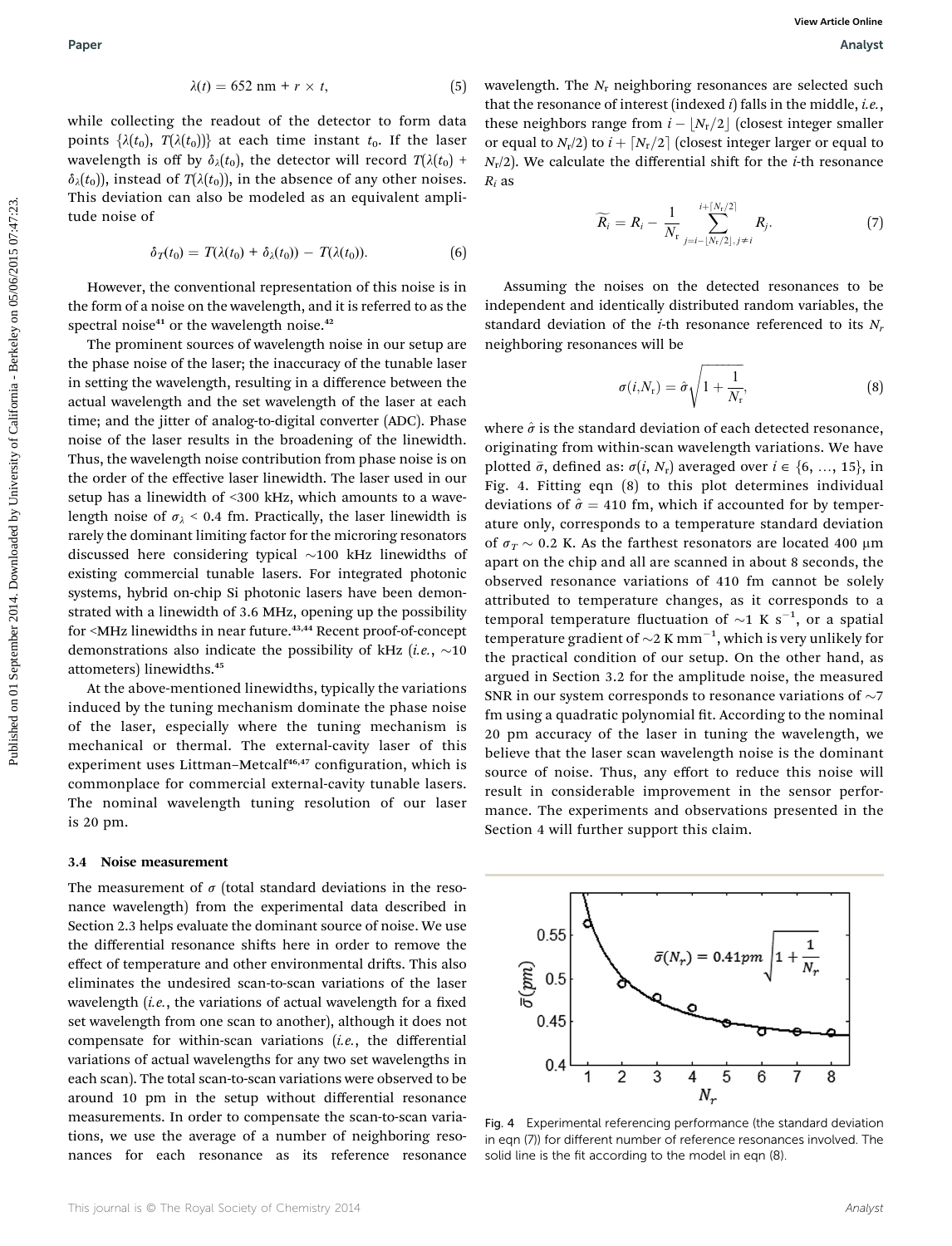$$\lambda(t) = 652\text{ nm} + r \times t, \tag{5}$$

while collecting the readout of the detector to form data points $\{\lambda(t_0), T(\lambda(t_0))\}$ at each time instant $t_0$. If the laser wavelength is off by $\delta_\lambda(t_0)$, the detector will record $T(\lambda(t_0) + \delta_\lambda(t_0))$, instead of $T(\lambda(t_0))$, in the absence of any other noises. This deviation can also be modeled as an equivalent amplitude noise of

$$\delta_T(t_0) = T(\lambda(t_0) + \delta_\lambda(t_0)) - T(\lambda(t_0)). \tag{6}$$

However, the conventional representation of this noise is in the form of a noise on the wavelength, and it is referred to as the spectral noise[41] or the wavelength noise.[42]

The prominent sources of wavelength noise in our setup are the phase noise of the laser; the inaccuracy of the tunable laser in setting the wavelength, resulting in a difference between the actual wavelength and the set wavelength of the laser at each time; and the jitter of analog-to-digital converter (ADC). Phase noise of the laser results in the broadening of the linewidth. Thus, the wavelength noise contribution from phase noise is on the order of the effective laser linewidth. The laser used in our setup has a linewidth of <300 kHz, which amounts to a wavelength noise of $\sigma_\lambda < 0.4$ fm. Practically, the laser linewidth is rarely the dominant limiting factor for the microring resonators discussed here considering typical ~100 kHz linewidths of existing commercial tunable lasers. For integrated photonic systems, hybrid on-chip Si photonic lasers have been demonstrated with a linewidth of 3.6 MHz, opening up the possibility for <MHz linewidths in near future.[43,44] Recent proof-of-concept demonstrations also indicate the possibility of kHz (*i.e.*, ~10 attometers) linewidths.[45]

At the above-mentioned linewidths, typically the variations induced by the tuning mechanism dominate the phase noise of the laser, especially where the tuning mechanism is mechanical or thermal. The external-cavity laser of this experiment uses Littman–Metcalf[46,47] configuration, which is commonplace for commercial external-cavity tunable lasers. The nominal wavelength tuning resolution of our laser is 20 pm.

### 3.4 Noise measurement

The measurement of $\sigma$ (total standard deviations in the resonance wavelength) from the experimental data described in Section 2.3 helps evaluate the dominant source of noise. We use the differential resonance shifts here in order to remove the effect of temperature and other environmental drifts. This also eliminates the undesired scan-to-scan variations of the laser wavelength (*i.e.*, the variations of actual wavelength for a fixed set wavelength from one scan to another), although it does not compensate for within-scan variations (*i.e.*, the differential variations of actual wavelengths for any two set wavelengths in each scan). The total scan-to-scan variations were observed to be around 10 pm in the setup without differential resonance measurements. In order to compensate the scan-to-scan variations, we use the average of a number of neighboring resonances for each resonance as its reference resonance wavelength. The $N_r$ neighboring resonances are selected such that the resonance of interest (indexed $i$) falls in the middle, *i.e.*, these neighbors range from $i - \lfloor N_r/2 \rfloor$ (closest integer smaller or equal to $N_r/2$) to $i + \lceil N_r/2 \rceil$ (closest integer larger or equal to $N_r/2$). We calculate the differential shift for the $i$-th resonance $R_i$ as

$$\widetilde{R_i} = R_i - \frac{1}{N_r} \sum_{j=i-\lfloor N_r/2 \rfloor, j \neq i}^{i+\lceil N_r/2 \rceil} R_j. \tag{7}$$

Assuming the noises on the detected resonances to be independent and identically distributed random variables, the standard deviation of the $i$-th resonance referenced to its $N_r$ neighboring resonances will be

$$\sigma(i, N_r) = \hat{\sigma}\sqrt{1 + \frac{1}{N_r}}, \tag{8}$$

where $\hat{\sigma}$ is the standard deviation of each detected resonance, originating from within-scan wavelength variations. We have plotted $\bar{\sigma}$, defined as: $\sigma(i, N_r)$ averaged over $i \in \{6, \ldots, 15\}$, in Fig. 4. Fitting eqn (8) to this plot determines individual deviations of $\hat{\sigma} = 410$ fm, which if accounted for by temperature only, corresponds to a temperature standard deviation of $\sigma_T \sim 0.2$ K. As the farthest resonators are located 400 μm apart on the chip and all are scanned in about 8 seconds, the observed resonance variations of 410 fm cannot be solely attributed to temperature changes, as it corresponds to a temporal temperature fluctuation of ~1 K s$^{-1}$, or a spatial temperature gradient of ~2 K mm$^{-1}$, which is very unlikely for the practical condition of our setup. On the other hand, as argued in Section 3.2 for the amplitude noise, the measured SNR in our system corresponds to resonance variations of ~7 fm using a quadratic polynomial fit. According to the nominal 20 pm accuracy of the laser in tuning the wavelength, we believe that the laser scan wavelength noise is the dominant source of noise. Thus, any effort to reduce this noise will result in considerable improvement in the sensor performance. The experiments and observations presented in the Section 4 will further support this claim.

Fig. 4 Experimental referencing performance (the standard deviation in eqn (7)) for different number of reference resonances involved. The solid line is the fit according to the model in eqn (8).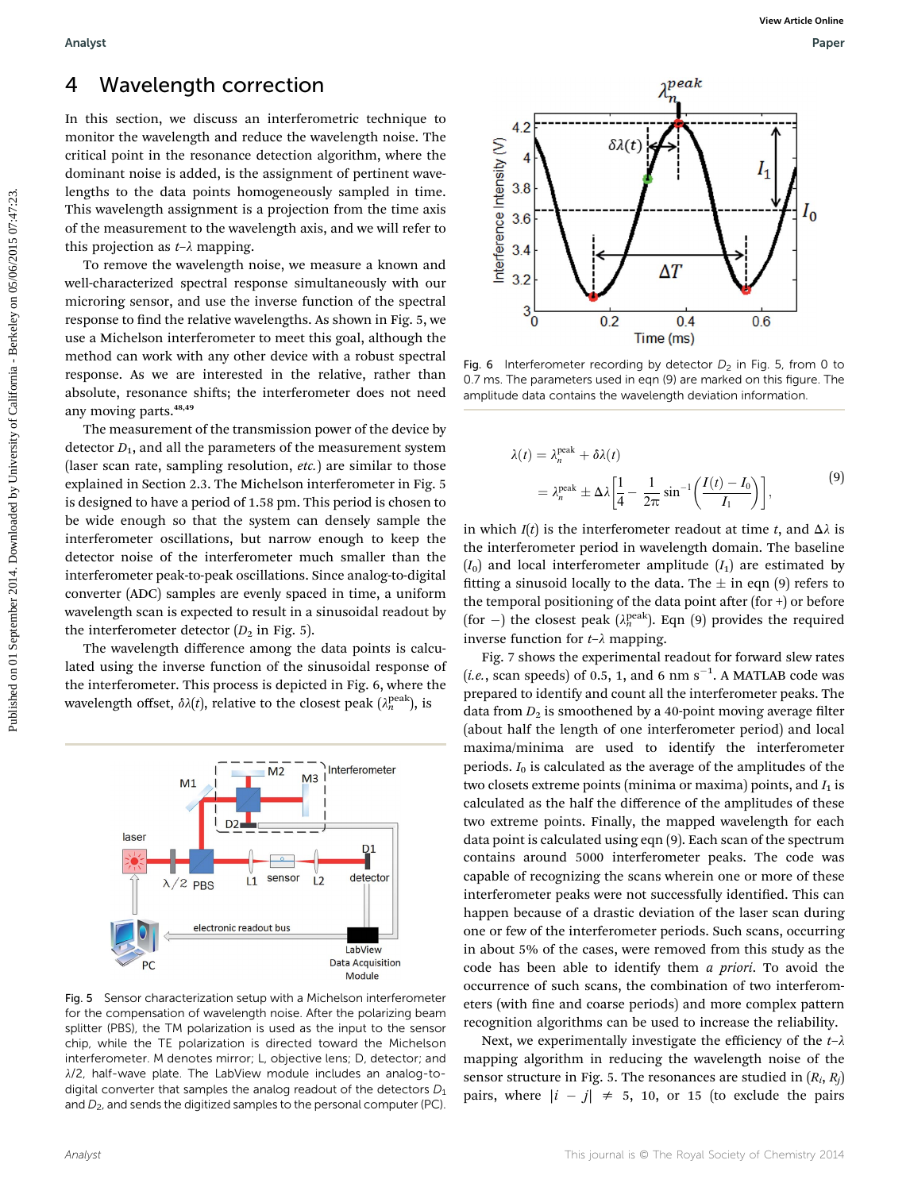## 4 Wavelength correction

In this section, we discuss an interferometric technique to monitor the wavelength and reduce the wavelength noise. The critical point in the resonance detection algorithm, where the dominant noise is added, is the assignment of pertinent wavelengths to the data points homogeneously sampled in time. This wavelength assignment is a projection from the time axis of the measurement to the wavelength axis, and we will refer to this projection as $t$–$\lambda$ mapping.

To remove the wavelength noise, we measure a known and well-characterized spectral response simultaneously with our microring sensor, and use the inverse function of the spectral response to find the relative wavelengths. As shown in Fig. 5, we use a Michelson interferometer to meet this goal, although the method can work with any other device with a robust spectral response. As we are interested in the relative, rather than absolute, resonance shifts; the interferometer does not need any moving parts.[48,49]

The measurement of the transmission power of the device by detector $D_1$, and all the parameters of the measurement system (laser scan rate, sampling resolution, *etc.*) are similar to those explained in Section 2.3. The Michelson interferometer in Fig. 5 is designed to have a period of 1.58 pm. This period is chosen to be wide enough so that the system can densely sample the interferometer oscillations, but narrow enough to keep the detector noise of the interferometer much smaller than the interferometer peak-to-peak oscillations. Since analog-to-digital converter (ADC) samples are evenly spaced in time, a uniform wavelength scan is expected to result in a sinusoidal readout by the interferometer detector ($D_2$ in Fig. 5).

The wavelength difference among the data points is calculated using the inverse function of the sinusoidal response of the interferometer. This process is depicted in Fig. 6, where the wavelength offset, $\delta\lambda(t)$, relative to the closest peak ($\lambda_n^{\text{peak}}$), is

Fig. 5 Sensor characterization setup with a Michelson interferometer for the compensation of wavelength noise. After the polarizing beam splitter (PBS), the TM polarization is used as the input to the sensor chip, while the TE polarization is directed toward the Michelson interferometer. M denotes mirror; L, objective lens; D, detector; and $\lambda/2$, half-wave plate. The LabView module includes an analog-to-digital converter that samples the analog readout of the detectors $D_1$ and $D_2$, and sends the digitized samples to the personal computer (PC).

Fig. 6 Interferometer recording by detector $D_2$ in Fig. 5, from 0 to 0.7 ms. The parameters used in eqn (9) are marked on this figure. The amplitude data contains the wavelength deviation information.

$$\begin{aligned}\lambda(t) &= \lambda_n^{\text{peak}} + \delta\lambda(t)\\ &= \lambda_n^{\text{peak}} \pm \Delta\lambda\left[\frac{1}{4} - \frac{1}{2\pi}\sin^{-1}\left(\frac{I(t)-I_0}{I_1}\right)\right],\end{aligned} \tag{9}$$

in which $I(t)$ is the interferometer readout at time $t$, and $\Delta\lambda$ is the interferometer period in wavelength domain. The baseline ($I_0$) and local interferometer amplitude ($I_1$) are estimated by fitting a sinusoid locally to the data. The $\pm$ in eqn (9) refers to the temporal positioning of the data point after (for +) or before (for −) the closest peak ($\lambda_n^{\text{peak}}$). Eqn (9) provides the required inverse function for $t$–$\lambda$ mapping.

Fig. 7 shows the experimental readout for forward slew rates (*i.e.*, scan speeds) of 0.5, 1, and 6 nm s$^{-1}$. A MATLAB code was prepared to identify and count all the interferometer peaks. The data from $D_2$ is smoothened by a 40-point moving average filter (about half the length of one interferometer period) and local maxima/minima are used to identify the interferometer periods. $I_0$ is calculated as the average of the amplitudes of the two closets extreme points (minima or maxima) points, and $I_1$ is calculated as the half the difference of the amplitudes of these two extreme points. Finally, the mapped wavelength for each data point is calculated using eqn (9). Each scan of the spectrum contains around 5000 interferometer peaks. The code was capable of recognizing the scans wherein one or more of these interferometer peaks were not successfully identified. This can happen because of a drastic deviation of the laser scan during one or few of the interferometer periods. Such scans, occurring in about 5% of the cases, were removed from this study as the code has been able to identify them *a priori*. To avoid the occurrence of such scans, the combination of two interferometers (with fine and coarse periods) and more complex pattern recognition algorithms can be used to increase the reliability.

Next, we experimentally investigate the efficiency of the $t$–$\lambda$ mapping algorithm in reducing the wavelength noise of the sensor structure in Fig. 5. The resonances are studied in ($R_i$, $R_j$) pairs, where $|i - j| \neq 5$, 10, or 15 (to exclude the pairs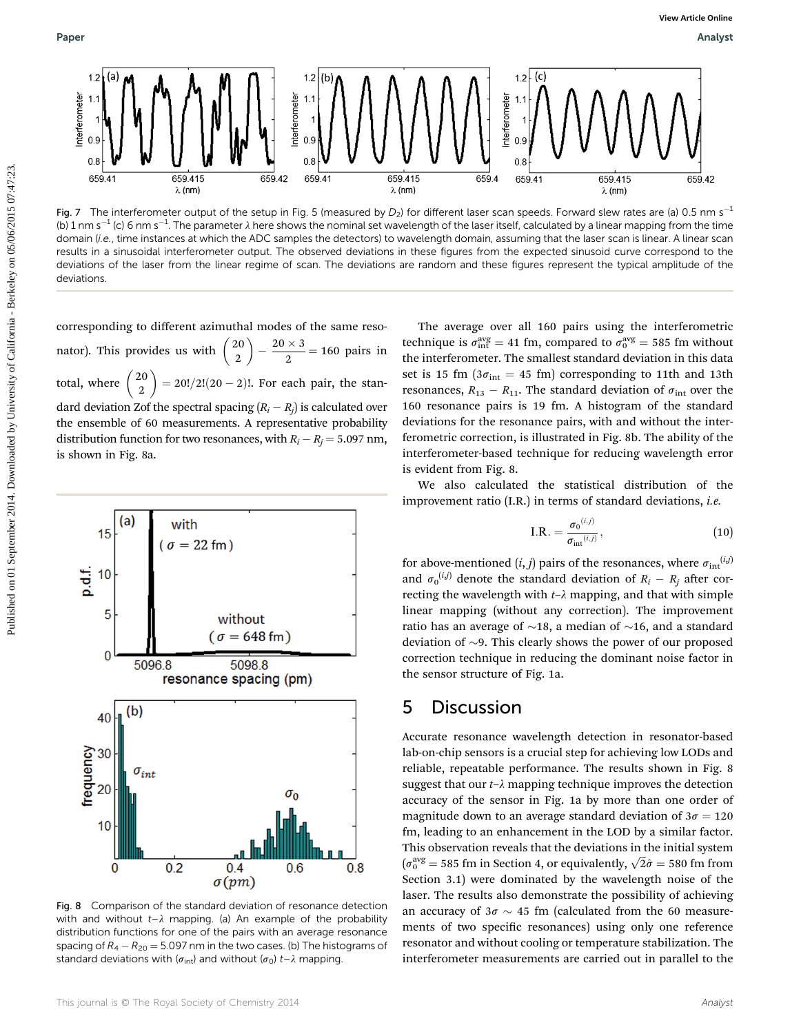Fig. 7 The interferometer output of the setup in Fig. 5 (measured by $D_2$) for different laser scan speeds. Forward slew rates are (a) 0.5 nm s$^{-1}$ (b) 1 nm s$^{-1}$ (c) 6 nm s$^{-1}$. The parameter $\lambda$ here shows the nominal set wavelength of the laser itself, calculated by a linear mapping from the time domain (*i.e.*, time instances at which the ADC samples the detectors) to wavelength domain, assuming that the laser scan is linear. A linear scan results in a sinusoidal interferometer output. The observed deviations in these figures from the expected sinusoid curve correspond to the deviations of the laser from the linear regime of scan. The deviations are random and these figures represent the typical amplitude of the deviations.

corresponding to different azimuthal modes of the same resonator). This provides us with $\binom{20}{2} - \frac{20 \times 3}{2} = 160$ pairs in total, where $\binom{20}{2} = 20!/2!(20-2)!$. For each pair, the standard deviation Zof the spectral spacing ($R_i - R_j$) is calculated over the ensemble of 60 measurements. A representative probability distribution function for two resonances, with $R_i - R_j = 5.097$ nm, is shown in Fig. 8a.

Fig. 8 Comparison of the standard deviation of resonance detection with and without $t$–$\lambda$ mapping. (a) An example of the probability distribution functions for one of the pairs with an average resonance spacing of $R_4 - R_{20} = 5.097$ nm in the two cases. (b) The histograms of standard deviations with ($\sigma_{\text{int}}$) and without ($\sigma_0$) $t$–$\lambda$ mapping.

The average over all 160 pairs using the interferometric technique is $\sigma_{\text{int}}^{\text{avg}} = 41$ fm, compared to $\sigma_0^{\text{avg}} = 585$ fm without the interferometer. The smallest standard deviation in this data set is 15 fm ($3\sigma_{\text{int}} = 45$ fm) corresponding to 11th and 13th resonances, $R_{13} - R_{11}$. The standard deviation of $\sigma_{\text{int}}$ over the 160 resonance pairs is 19 fm. A histogram of the standard deviations for the resonance pairs, with and without the interferometric correction, is illustrated in Fig. 8b. The ability of the interferometer-based technique for reducing wavelength error is evident from Fig. 8.

We also calculated the statistical distribution of the improvement ratio (I.R.) in terms of standard deviations, *i.e.*

$$\text{I.R.} = \frac{\sigma_0^{(i,j)}}{\sigma_{\text{int}}^{(i,j)}}, \tag{10}$$

for above-mentioned $(i,j)$ pairs of the resonances, where $\sigma_{\text{int}}^{(i,j)}$ and $\sigma_0^{(i,j)}$ denote the standard deviation of $R_i - R_j$ after correcting the wavelength with $t$–$\lambda$ mapping, and that with simple linear mapping (without any correction). The improvement ratio has an average of ~18, a median of ~16, and a standard deviation of ~9. This clearly shows the power of our proposed correction technique in reducing the dominant noise factor in the sensor structure of Fig. 1a.

## 5 Discussion

Accurate resonance wavelength detection in resonator-based lab-on-chip sensors is a crucial step for achieving low LODs and reliable, repeatable performance. The results shown in Fig. 8 suggest that our $t$–$\lambda$ mapping technique improves the detection accuracy of the sensor in Fig. 1a by more than one order of magnitude down to an average standard deviation of $3\sigma = 120$ fm, leading to an enhancement in the LOD by a similar factor. This observation reveals that the deviations in the initial system ($\sigma_0^{\text{avg}} = 585$ fm in Section 4, or equivalently, $\sqrt{2}\hat{\sigma} = 580$ fm from Section 3.1) were dominated by the wavelength noise of the laser. The results also demonstrate the possibility of achieving an accuracy of $3\sigma \sim 45$ fm (calculated from the 60 measurements of two specific resonances) using only one reference resonator and without cooling or temperature stabilization. The interferometer measurements are carried out in parallel to the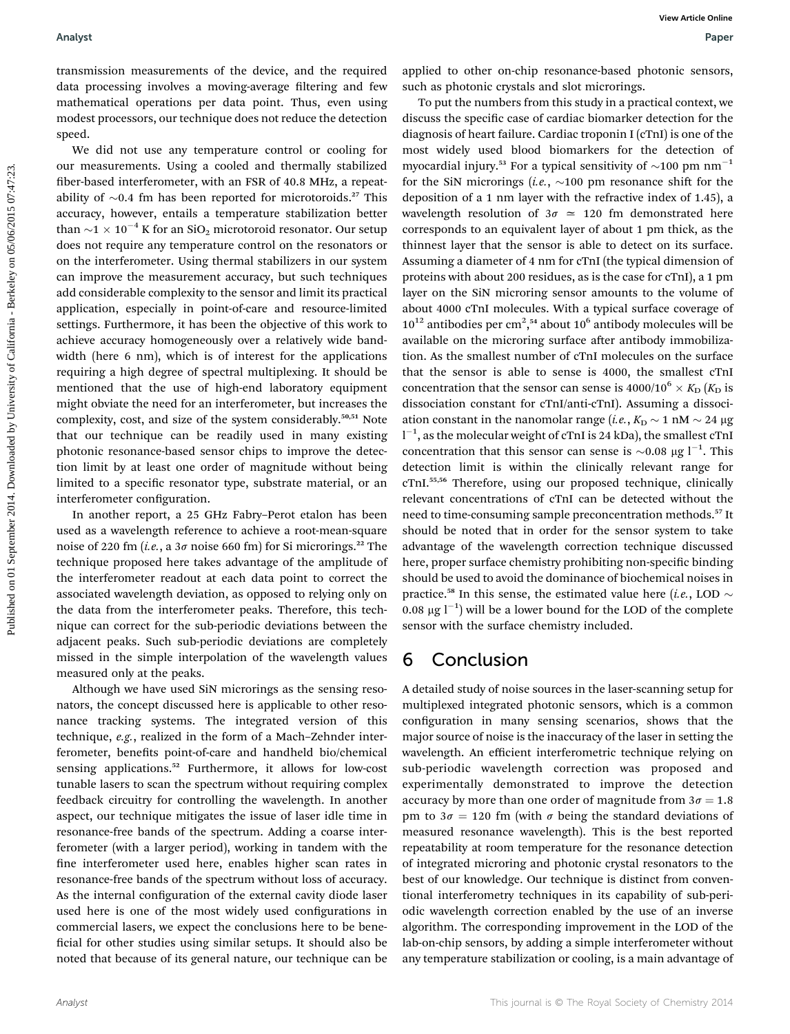transmission measurements of the device, and the required data processing involves a moving-average filtering and few mathematical operations per data point. Thus, even using modest processors, our technique does not reduce the detection speed.

We did not use any temperature control or cooling for our measurements. Using a cooled and thermally stabilized fiber-based interferometer, with an FSR of 40.8 MHz, a repeatability of ~0.4 fm has been reported for microtoroids.[27] This accuracy, however, entails a temperature stabilization better than $\sim 1 \times 10^{-4}$ K for an $SiO_2$ microtoroid resonator. Our setup does not require any temperature control on the resonators or on the interferometer. Using thermal stabilizers in our system can improve the measurement accuracy, but such techniques add considerable complexity to the sensor and limit its practical application, especially in point-of-care and resource-limited settings. Furthermore, it has been the objective of this work to achieve accuracy homogeneously over a relatively wide bandwidth (here 6 nm), which is of interest for the applications requiring a high degree of spectral multiplexing. It should be mentioned that the use of high-end laboratory equipment might obviate the need for an interferometer, but increases the complexity, cost, and size of the system considerably.[50,51] Note that our technique can be readily used in many existing photonic resonance-based sensor chips to improve the detection limit by at least one order of magnitude without being limited to a specific resonator type, substrate material, or an interferometer configuration.

In another report, a 25 GHz Fabry–Perot etalon has been used as a wavelength reference to achieve a root-mean-square noise of 220 fm (*i.e.*, a $3\sigma$ noise 660 fm) for Si microrings.[22] The technique proposed here takes advantage of the amplitude of the interferometer readout at each data point to correct the associated wavelength deviation, as opposed to relying only on the data from the interferometer peaks. Therefore, this technique can correct for the sub-periodic deviations between the adjacent peaks. Such sub-periodic deviations are completely missed in the simple interpolation of the wavelength values measured only at the peaks.

Although we have used SiN microrings as the sensing resonators, the concept discussed here is applicable to other resonance tracking systems. The integrated version of this technique, *e.g.*, realized in the form of a Mach–Zehnder interferometer, benefits point-of-care and handheld bio/chemical sensing applications.[52] Furthermore, it allows for low-cost tunable lasers to scan the spectrum without requiring complex feedback circuitry for controlling the wavelength. In another aspect, our technique mitigates the issue of laser idle time in resonance-free bands of the spectrum. Adding a coarse interferometer (with a larger period), working in tandem with the fine interferometer used here, enables higher scan rates in resonance-free bands of the spectrum without loss of accuracy. As the internal configuration of the external cavity diode laser used here is one of the most widely used configurations in commercial lasers, we expect the conclusions here to be beneficial for other studies using similar setups. It should also be noted that because of its general nature, our technique can be applied to other on-chip resonance-based photonic sensors, such as photonic crystals and slot microrings.

To put the numbers from this study in a practical context, we discuss the specific case of cardiac biomarker detection for the diagnosis of heart failure. Cardiac troponin I (cTnI) is one of the most widely used blood biomarkers for the detection of myocardial injury.[53] For a typical sensitivity of $\sim 100$ pm nm$^{-1}$ for the SiN microrings (*i.e.*, ~100 pm resonance shift for the deposition of a 1 nm layer with the refractive index of 1.45), a wavelength resolution of $3\sigma \simeq 120$ fm demonstrated here corresponds to an equivalent layer of about 1 pm thick, as the thinnest layer that the sensor is able to detect on its surface. Assuming a diameter of 4 nm for cTnI (the typical dimension of proteins with about 200 residues, as is the case for cTnI), a 1 pm layer on the SiN microring sensor amounts to the volume of about 4000 cTnI molecules. With a typical surface coverage of $10^{12}$ antibodies per cm$^2$,[54] about $10^6$ antibody molecules will be available on the microring surface after antibody immobilization. As the smallest number of cTnI molecules on the surface that the sensor is able to sense is 4000, the smallest cTnI concentration that the sensor can sense is $4000/10^6 \times K_D$ ($K_D$ is dissociation constant for cTnI/anti-cTnI). Assuming a dissociation constant in the nanomolar range (*i.e.*, $K_D \sim 1$ nM $\sim 24$ μg l$^{-1}$, as the molecular weight of cTnI is 24 kDa), the smallest cTnI concentration that this sensor can sense is ~0.08 μg l$^{-1}$. This detection limit is within the clinically relevant range for cTnI.[55,56] Therefore, using our proposed technique, clinically relevant concentrations of cTnI can be detected without the need to time-consuming sample preconcentration methods.[57] It should be noted that in order for the sensor system to take advantage of the wavelength correction technique discussed here, proper surface chemistry prohibiting non-specific binding should be used to avoid the dominance of biochemical noises in practice.[58] In this sense, the estimated value here (*i.e.*, LOD ~ 0.08 μg l$^{-1}$) will be a lower bound for the LOD of the complete sensor with the surface chemistry included.

## 6 Conclusion

A detailed study of noise sources in the laser-scanning setup for multiplexed integrated photonic sensors, which is a common configuration in many sensing scenarios, shows that the major source of noise is the inaccuracy of the laser in setting the wavelength. An efficient interferometric technique relying on sub-periodic wavelength correction was proposed and experimentally demonstrated to improve the detection accuracy by more than one order of magnitude from $3\sigma = 1.8$ pm to $3\sigma = 120$ fm (with $\sigma$ being the standard deviations of measured resonance wavelength). This is the best reported repeatability at room temperature for the resonance detection of integrated microring and photonic crystal resonators to the best of our knowledge. Our technique is distinct from conventional interferometry techniques in its capability of sub-periodic wavelength correction enabled by the use of an inverse algorithm. The corresponding improvement in the LOD of the lab-on-chip sensors, by adding a simple interferometer without any temperature stabilization or cooling, is a main advantage of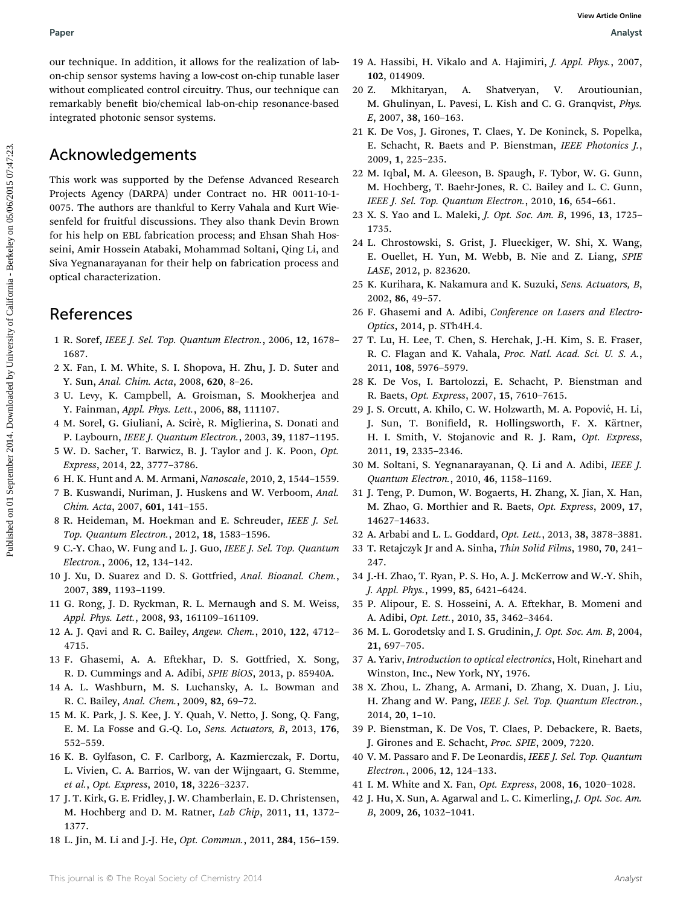our technique. In addition, it allows for the realization of lab-on-chip sensor systems having a low-cost on-chip tunable laser without complicated control circuitry. Thus, our technique can remarkably benefit bio/chemical lab-on-chip resonance-based integrated photonic sensor systems.

## Acknowledgements

This work was supported by the Defense Advanced Research Projects Agency (DARPA) under Contract no. HR 0011-10-1-0075. The authors are thankful to Kerry Vahala and Kurt Wiesenfeld for fruitful discussions. They also thank Devin Brown for his help on EBL fabrication process; and Ehsan Shah Hosseini, Amir Hossein Atabaki, Mohammad Soltani, Qing Li, and Siva Yegnanarayanan for their help on fabrication process and optical characterization.

## References

1 R. Soref, *IEEE J. Sel. Top. Quantum Electron.*, 2006, **12**, 1678–1687.
2 X. Fan, I. M. White, S. I. Shopova, H. Zhu, J. D. Suter and Y. Sun, *Anal. Chim. Acta*, 2008, **620**, 8–26.
3 U. Levy, K. Campbell, A. Groisman, S. Mookherjea and Y. Fainman, *Appl. Phys. Lett.*, 2006, **88**, 111107.
4 M. Sorel, G. Giuliani, A. Scirè, R. Miglierina, S. Donati and P. Laybourn, *IEEE J. Quantum Electron.*, 2003, **39**, 1187–1195.
5 W. D. Sacher, T. Barwicz, B. J. Taylor and J. K. Poon, *Opt. Express*, 2014, **22**, 3777–3786.
6 H. K. Hunt and A. M. Armani, *Nanoscale*, 2010, **2**, 1544–1559.
7 B. Kuswandi, Nuriman, J. Huskens and W. Verboom, *Anal. Chim. Acta*, 2007, **601**, 141–155.
8 R. Heideman, M. Hoekman and E. Schreuder, *IEEE J. Sel. Top. Quantum Electron.*, 2012, **18**, 1583–1596.
9 C.-Y. Chao, W. Fung and L. J. Guo, *IEEE J. Sel. Top. Quantum Electron.*, 2006, **12**, 134–142.
10 J. Xu, D. Suarez and D. S. Gottfried, *Anal. Bioanal. Chem.*, 2007, **389**, 1193–1199.
11 G. Rong, J. D. Ryckman, R. L. Mernaugh and S. M. Weiss, *Appl. Phys. Lett.*, 2008, **93**, 161109–161109.
12 A. J. Qavi and R. C. Bailey, *Angew. Chem.*, 2010, **122**, 4712–4715.
13 F. Ghasemi, A. A. Eftekhar, D. S. Gottfried, X. Song, R. D. Cummings and A. Adibi, *SPIE BiOS*, 2013, p. 85940A.
14 A. L. Washburn, M. S. Luchansky, A. L. Bowman and R. C. Bailey, *Anal. Chem.*, 2009, **82**, 69–72.
15 M. K. Park, J. S. Kee, J. Y. Quah, V. Netto, J. Song, Q. Fang, E. M. La Fosse and G.-Q. Lo, *Sens. Actuators, B*, 2013, **176**, 552–559.
16 K. B. Gylfason, C. F. Carlborg, A. Kazmierczak, F. Dortu, L. Vivien, C. A. Barrios, W. van der Wijngaart, G. Stemme, *et al.*, *Opt. Express*, 2010, **18**, 3226–3237.
17 J. T. Kirk, G. E. Fridley, J. W. Chamberlain, E. D. Christensen, M. Hochberg and D. M. Ratner, *Lab Chip*, 2011, **11**, 1372–1377.
18 L. Jin, M. Li and J.-J. He, *Opt. Commun.*, 2011, **284**, 156–159.
19 A. Hassibi, H. Vikalo and A. Hajimiri, *J. Appl. Phys.*, 2007, **102**, 014909.
20 Z. Mkhitaryan, A. Shatveryan, V. Aroutiounian, M. Ghulinyan, L. Pavesi, L. Kish and C. G. Granqvist, *Phys. E*, 2007, **38**, 160–163.
21 K. De Vos, J. Girones, T. Claes, Y. De Koninck, S. Popelka, E. Schacht, R. Baets and P. Bienstman, *IEEE Photonics J.*, 2009, **1**, 225–235.
22 M. Iqbal, M. A. Gleeson, B. Spaugh, F. Tybor, W. G. Gunn, M. Hochberg, T. Baehr-Jones, R. C. Bailey and L. C. Gunn, *IEEE J. Sel. Top. Quantum Electron.*, 2010, **16**, 654–661.
23 X. S. Yao and L. Maleki, *J. Opt. Soc. Am. B*, 1996, **13**, 1725–1735.
24 L. Chrostowski, S. Grist, J. Flueckiger, W. Shi, X. Wang, E. Ouellet, H. Yun, M. Webb, B. Nie and Z. Liang, *SPIE LASE*, 2012, p. 823620.
25 K. Kurihara, K. Nakamura and K. Suzuki, *Sens. Actuators, B*, 2002, **86**, 49–57.
26 F. Ghasemi and A. Adibi, *Conference on Lasers and Electro-Optics*, 2014, p. STh4H.4.
27 T. Lu, H. Lee, T. Chen, S. Herchak, J.-H. Kim, S. E. Fraser, R. C. Flagan and K. Vahala, *Proc. Natl. Acad. Sci. U. S. A.*, 2011, **108**, 5976–5979.
28 K. De Vos, I. Bartolozzi, E. Schacht, P. Bienstman and R. Baets, *Opt. Express*, 2007, **15**, 7610–7615.
29 J. S. Orcutt, A. Khilo, C. W. Holzwarth, M. A. Popović, H. Li, J. Sun, T. Bonifield, R. Hollingsworth, F. X. Kärtner, H. I. Smith, V. Stojanovic and R. J. Ram, *Opt. Express*, 2011, **19**, 2335–2346.
30 M. Soltani, S. Yegnanarayanan, Q. Li and A. Adibi, *IEEE J. Quantum Electron.*, 2010, **46**, 1158–1169.
31 J. Teng, P. Dumon, W. Bogaerts, H. Zhang, X. Jian, X. Han, M. Zhao, G. Morthier and R. Baets, *Opt. Express*, 2009, **17**, 14627–14633.
32 A. Arbabi and L. L. Goddard, *Opt. Lett.*, 2013, **38**, 3878–3881.
33 T. Retajczyk Jr and A. Sinha, *Thin Solid Films*, 1980, **70**, 241–247.
34 J.-H. Zhao, T. Ryan, P. S. Ho, A. J. McKerrow and W.-Y. Shih, *J. Appl. Phys.*, 1999, **85**, 6421–6424.
35 P. Alipour, E. S. Hosseini, A. A. Eftekhar, B. Momeni and A. Adibi, *Opt. Lett.*, 2010, **35**, 3462–3464.
36 M. L. Gorodetsky and I. S. Grudinin, *J. Opt. Soc. Am. B*, 2004, **21**, 697–705.
37 A. Yariv, *Introduction to optical electronics*, Holt, Rinehart and Winston, Inc., New York, NY, 1976.
38 X. Zhou, L. Zhang, A. Armani, D. Zhang, X. Duan, J. Liu, H. Zhang and W. Pang, *IEEE J. Sel. Top. Quantum Electron.*, 2014, **20**, 1–10.
39 P. Bienstman, K. De Vos, T. Claes, P. Debackere, R. Baets, J. Girones and E. Schacht, *Proc. SPIE*, 2009, 7220.
40 V. M. Passaro and F. De Leonardis, *IEEE J. Sel. Top. Quantum Electron.*, 2006, **12**, 124–133.
41 I. M. White and X. Fan, *Opt. Express*, 2008, **16**, 1020–1028.
42 J. Hu, X. Sun, A. Agarwal and L. C. Kimerling, *J. Opt. Soc. Am. B*, 2009, **26**, 1032–1041.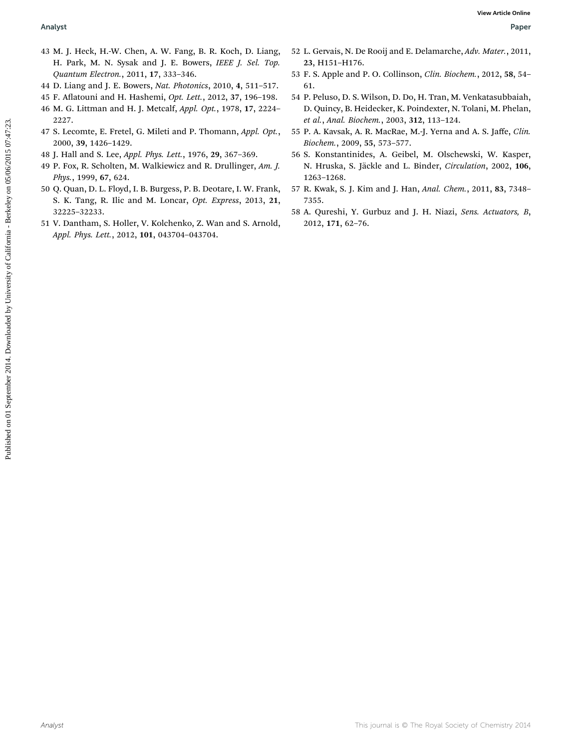43 M. J. Heck, H.-W. Chen, A. W. Fang, B. R. Koch, D. Liang, H. Park, M. N. Sysak and J. E. Bowers, *IEEE J. Sel. Top. Quantum Electron.*, 2011, **17**, 333–346.

44 D. Liang and J. E. Bowers, *Nat. Photonics*, 2010, **4**, 511–517.

45 F. Aflatouni and H. Hashemi, *Opt. Lett.*, 2012, **37**, 196–198.

46 M. G. Littman and H. J. Metcalf, *Appl. Opt.*, 1978, **17**, 2224–2227.

47 S. Lecomte, E. Fretel, G. Mileti and P. Thomann, *Appl. Opt.*, 2000, **39**, 1426–1429.

48 J. Hall and S. Lee, *Appl. Phys. Lett.*, 1976, **29**, 367–369.

49 P. Fox, R. Scholten, M. Walkiewicz and R. Drullinger, *Am. J. Phys.*, 1999, **67**, 624.

50 Q. Quan, D. L. Floyd, I. B. Burgess, P. B. Deotare, I. W. Frank, S. K. Tang, R. Ilic and M. Loncar, *Opt. Express*, 2013, **21**, 32225–32233.

51 V. Dantham, S. Holler, V. Kolchenko, Z. Wan and S. Arnold, *Appl. Phys. Lett.*, 2012, **101**, 043704–043704.

52 L. Gervais, N. De Rooij and E. Delamarche, *Adv. Mater.*, 2011, **23**, H151–H176.

53 F. S. Apple and P. O. Collinson, *Clin. Biochem.*, 2012, **58**, 54–61.

54 P. Peluso, D. S. Wilson, D. Do, H. Tran, M. Venkatasubbaiah, D. Quincy, B. Heidecker, K. Poindexter, N. Tolani, M. Phelan, *et al.*, *Anal. Biochem.*, 2003, **312**, 113–124.

55 P. A. Kavsak, A. R. MacRae, M.-J. Yerna and A. S. Jaffe, *Clin. Biochem.*, 2009, **55**, 573–577.

56 S. Konstantinides, A. Geibel, M. Olschewski, W. Kasper, N. Hruska, S. Jäckle and L. Binder, *Circulation*, 2002, **106**, 1263–1268.

57 R. Kwak, S. J. Kim and J. Han, *Anal. Chem.*, 2011, **83**, 7348–7355.

58 A. Qureshi, Y. Gurbuz and J. H. Niazi, *Sens. Actuators, B*, 2012, **171**, 62–76.